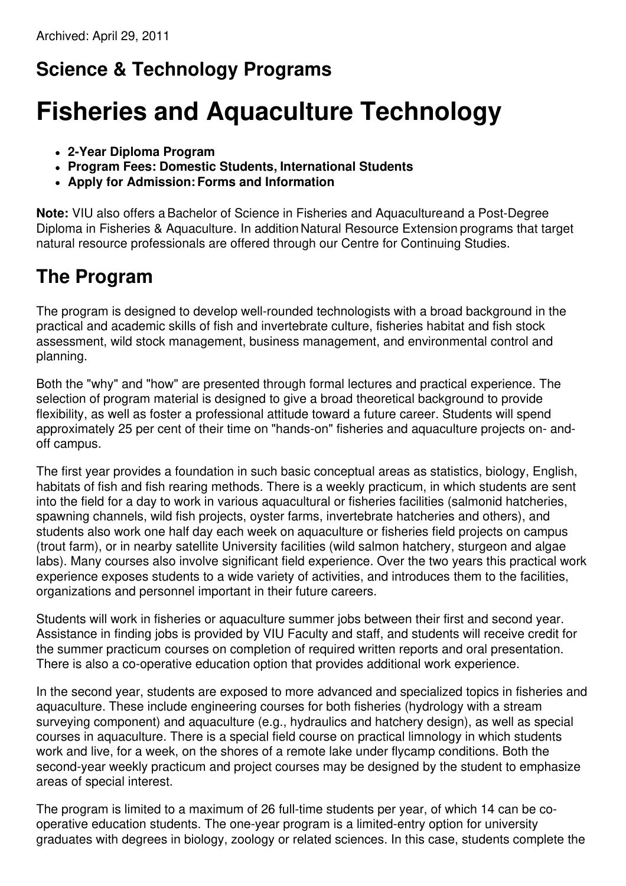Archived: April 29, 2011

## Science & Technology Programs

# Fisheries and Aquaculture Technology

- **2-Year Diploma Program**
- **Program Fees: Domestic Students, International Students**
- **Apply for Admission: Forms and Information**

**Note:** VIU also offers a Bachelor of Science in Fisheries and Aquaculture and a Post-Degree Diploma in Fisheries & Aquaculture. In addition Natural Resource Extension programs that target natural resource professionals are offered through our Centre for Continuing Studies.

## The Program

The program is designed to develop well-rounded technologists with a broad background in the practical and academic skills of fish and invertebrate culture, fisheries habitat and fish stock assessment, wild stock management, business management, and environmental control and planning.

Both the "why" and "how" are presented through formal lectures and practical experience. The selection of program material is designed to give a broad theoretical background to provide flexibility, as well as foster a professional attitude toward a future career. Students will spend approximately 25 per cent of their time on "hands-on" fisheries and aquaculture projects on- and-off campus.

The first year provides a foundation in such basic conceptual areas as statistics, biology, English, habitats of fish and fish rearing methods. There is a weekly practicum, in which students are sent into the field for a day to work in various aquacultural or fisheries facilities (salmonid hatcheries, spawning channels, wild fish projects, oyster farms, invertebrate hatcheries and others), and students also work one half day each week on aquaculture or fisheries field projects on campus (trout farm), or in nearby satellite University facilities (wild salmon hatchery, sturgeon and algae labs). Many courses also involve significant field experience. Over the two years this practical work experience exposes students to a wide variety of activities, and introduces them to the facilities, organizations and personnel important in their future careers.

Students will work in fisheries or aquaculture summer jobs between their first and second year. Assistance in finding jobs is provided by VIU Faculty and staff, and students will receive credit for the summer practicum courses on completion of required written reports and oral presentation. There is also a co-operative education option that provides additional work experience.

In the second year, students are exposed to more advanced and specialized topics in fisheries and aquaculture. These include engineering courses for both fisheries (hydrology with a stream surveying component) and aquaculture (e.g., hydraulics and hatchery design), as well as special courses in aquaculture. There is a special field course on practical limnology in which students work and live, for a week, on the shores of a remote lake under flycamp conditions. Both the second-year weekly practicum and project courses may be designed by the student to emphasize areas of special interest.

The program is limited to a maximum of 26 full-time students per year, of which 14 can be co-operative education students. The one-year program is a limited-entry option for university graduates with degrees in biology, zoology or related sciences. In this case, students complete the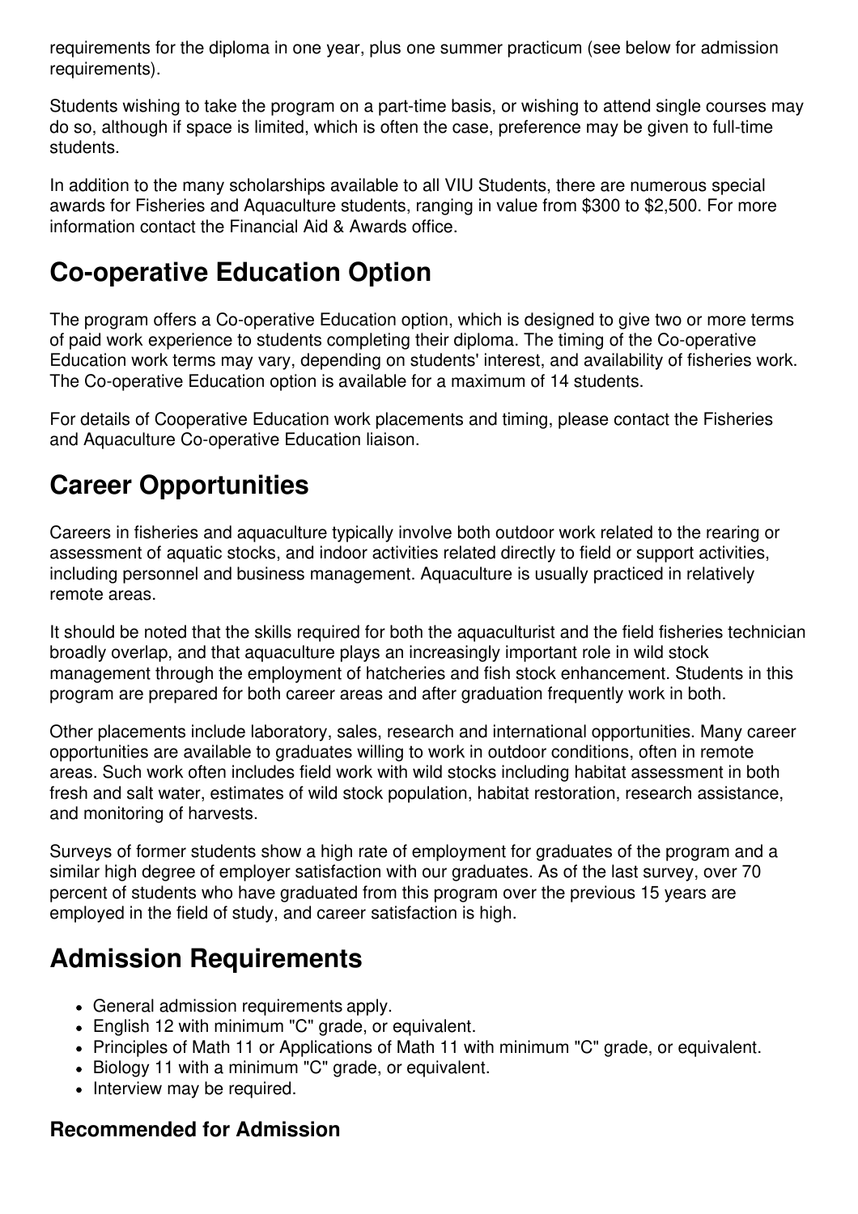requirements for the diploma in one year, plus one summer practicum (see below for admission requirements).

Students wishing to take the program on a part-time basis, or wishing to attend single courses may do so, although if space is limited, which is often the case, preference may be given to full-time students.

In addition to the many scholarships available to all VIU Students, there are numerous special awards for Fisheries and Aquaculture students, ranging in value from $300 to $2,500. For more information contact the Financial Aid & Awards office.

## Co-operative Education Option

The program offers a Co-operative Education option, which is designed to give two or more terms of paid work experience to students completing their diploma. The timing of the Co-operative Education work terms may vary, depending on students' interest, and availability of fisheries work. The Co-operative Education option is available for a maximum of 14 students.

For details of Cooperative Education work placements and timing, please contact the Fisheries and Aquaculture Co-operative Education liaison.

## Career Opportunities

Careers in fisheries and aquaculture typically involve both outdoor work related to the rearing or assessment of aquatic stocks, and indoor activities related directly to field or support activities, including personnel and business management. Aquaculture is usually practiced in relatively remote areas.

It should be noted that the skills required for both the aquaculturist and the field fisheries technician broadly overlap, and that aquaculture plays an increasingly important role in wild stock management through the employment of hatcheries and fish stock enhancement. Students in this program are prepared for both career areas and after graduation frequently work in both.

Other placements include laboratory, sales, research and international opportunities. Many career opportunities are available to graduates willing to work in outdoor conditions, often in remote areas. Such work often includes field work with wild stocks including habitat assessment in both fresh and salt water, estimates of wild stock population, habitat restoration, research assistance, and monitoring of harvests.

Surveys of former students show a high rate of employment for graduates of the program and a similar high degree of employer satisfaction with our graduates. As of the last survey, over 70 percent of students who have graduated from this program over the previous 15 years are employed in the field of study, and career satisfaction is high.

## Admission Requirements

- General admission requirements apply.
- English 12 with minimum "C" grade, or equivalent.
- Principles of Math 11 or Applications of Math 11 with minimum "C" grade, or equivalent.
- Biology 11 with a minimum "C" grade, or equivalent.
- Interview may be required.

### Recommended for Admission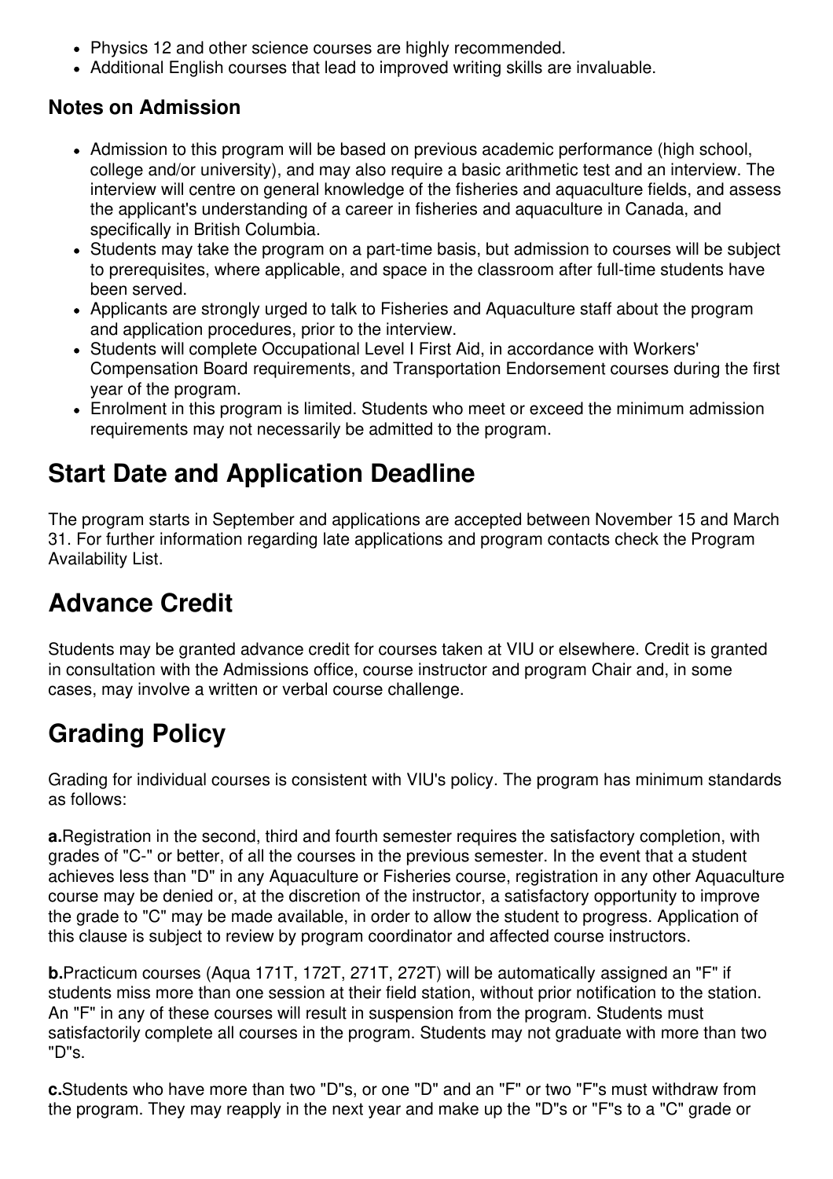- Physics 12 and other science courses are highly recommended.
- Additional English courses that lead to improved writing skills are invaluable.

### Notes on Admission

- Admission to this program will be based on previous academic performance (high school, college and/or university), and may also require a basic arithmetic test and an interview. The interview will centre on general knowledge of the fisheries and aquaculture fields, and assess the applicant's understanding of a career in fisheries and aquaculture in Canada, and specifically in British Columbia.
- Students may take the program on a part-time basis, but admission to courses will be subject to prerequisites, where applicable, and space in the classroom after full-time students have been served.
- Applicants are strongly urged to talk to Fisheries and Aquaculture staff about the program and application procedures, prior to the interview.
- Students will complete Occupational Level I First Aid, in accordance with Workers' Compensation Board requirements, and Transportation Endorsement courses during the first year of the program.
- Enrolment in this program is limited. Students who meet or exceed the minimum admission requirements may not necessarily be admitted to the program.

## Start Date and Application Deadline

The program starts in September and applications are accepted between November 15 and March 31. For further information regarding late applications and program contacts check the Program Availability List.

## Advance Credit

Students may be granted advance credit for courses taken at VIU or elsewhere. Credit is granted in consultation with the Admissions office, course instructor and program Chair and, in some cases, may involve a written or verbal course challenge.

## Grading Policy

Grading for individual courses is consistent with VIU's policy. The program has minimum standards as follows:

**a.** Registration in the second, third and fourth semester requires the satisfactory completion, with grades of "C-" or better, of all the courses in the previous semester. In the event that a student achieves less than "D" in any Aquaculture or Fisheries course, registration in any other Aquaculture course may be denied or, at the discretion of the instructor, a satisfactory opportunity to improve the grade to "C" may be made available, in order to allow the student to progress. Application of this clause is subject to review by program coordinator and affected course instructors.

**b.** Practicum courses (Aqua 171T, 172T, 271T, 272T) will be automatically assigned an "F" if students miss more than one session at their field station, without prior notification to the station. An "F" in any of these courses will result in suspension from the program. Students must satisfactorily complete all courses in the program. Students may not graduate with more than two "D"s.

**c.** Students who have more than two "D"s, or one "D" and an "F" or two "F"s must withdraw from the program. They may reapply in the next year and make up the "D"s or "F"s to a "C" grade or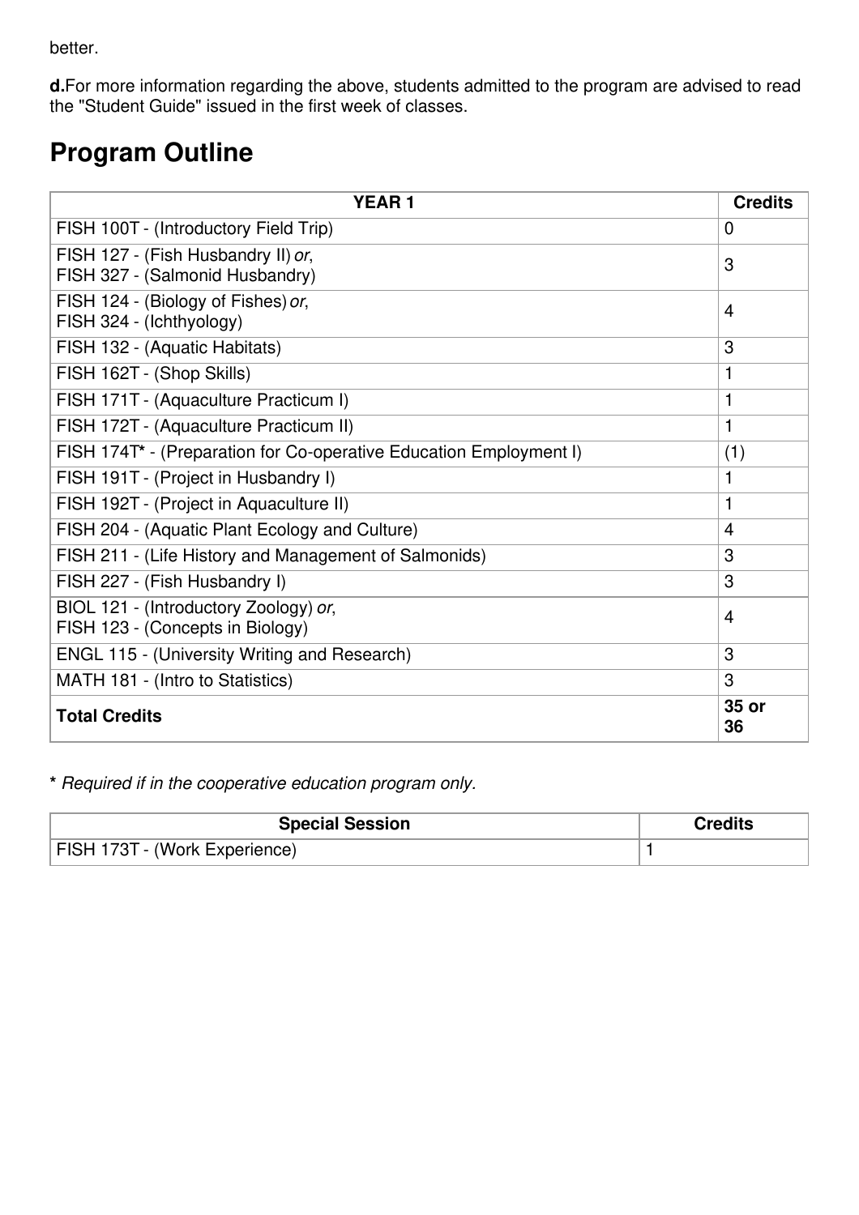better.

**d.**For more information regarding the above, students admitted to the program are advised to read the "Student Guide" issued in the first week of classes.

## Program Outline

| YEAR 1 | Credits |
|---|---|
| FISH 100T - (Introductory Field Trip) | 0 |
| FISH 127 - (Fish Husbandry II) *or*,<br>FISH 327 - (Salmonid Husbandry) | 3 |
| FISH 124 - (Biology of Fishes) *or*,<br>FISH 324 - (Ichthyology) | 4 |
| FISH 132 - (Aquatic Habitats) | 3 |
| FISH 162T - (Shop Skills) | 1 |
| FISH 171T - (Aquaculture Practicum I) | 1 |
| FISH 172T - (Aquaculture Practicum II) | 1 |
| FISH 174T* - (Preparation for Co-operative Education Employment I) | (1) |
| FISH 191T - (Project in Husbandry I) | 1 |
| FISH 192T - (Project in Aquaculture II) | 1 |
| FISH 204 - (Aquatic Plant Ecology and Culture) | 4 |
| FISH 211 - (Life History and Management of Salmonids) | 3 |
| FISH 227 - (Fish Husbandry I) | 3 |
| BIOL 121 - (Introductory Zoology) *or*,<br>FISH 123 - (Concepts in Biology) | 4 |
| ENGL 115 - (University Writing and Research) | 3 |
| MATH 181 - (Intro to Statistics) | 3 |
| **Total Credits** | **35 or 36** |

**\*** *Required if in the cooperative education program only.*

| Special Session | Credits |
|---|---|
| FISH 173T - (Work Experience) | 1 |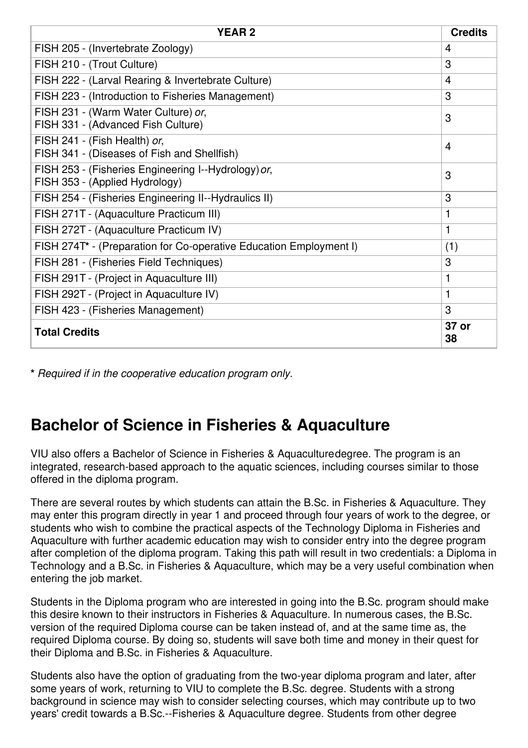| YEAR 2 | Credits |
|---|---|
| FISH 205 - (Invertebrate Zoology) | 4 |
| FISH 210 - (Trout Culture) | 3 |
| FISH 222 - (Larval Rearing & Invertebrate Culture) | 4 |
| FISH 223 - (Introduction to Fisheries Management) | 3 |
| FISH 231 - (Warm Water Culture) *or*,<br>FISH 331 - (Advanced Fish Culture) | 3 |
| FISH 241 - (Fish Health) *or*,<br>FISH 341 - (Diseases of Fish and Shellfish) | 4 |
| FISH 253 - (Fisheries Engineering I--Hydrology) *or*,<br>FISH 353 - (Applied Hydrology) | 3 |
| FISH 254 - (Fisheries Engineering II--Hydraulics II) | 3 |
| FISH 271T - (Aquaculture Practicum III) | 1 |
| FISH 272T - (Aquaculture Practicum IV) | 1 |
| FISH 274T* - (Preparation for Co-operative Education Employment I) | (1) |
| FISH 281 - (Fisheries Field Techniques) | 3 |
| FISH 291T - (Project in Aquaculture III) | 1 |
| FISH 292T - (Project in Aquaculture IV) | 1 |
| FISH 423 - (Fisheries Management) | 3 |
| **Total Credits** | **37 or 38** |

**\*** *Required if in the cooperative education program only.*

## Bachelor of Science in Fisheries & Aquaculture

VIU also offers a Bachelor of Science in Fisheries & Aquaculturedegree. The program is an integrated, research-based approach to the aquatic sciences, including courses similar to those offered in the diploma program.

There are several routes by which students can attain the B.Sc. in Fisheries & Aquaculture. They may enter this program directly in year 1 and proceed through four years of work to the degree, or students who wish to combine the practical aspects of the Technology Diploma in Fisheries and Aquaculture with further academic education may wish to consider entry into the degree program after completion of the diploma program. Taking this path will result in two credentials: a Diploma in Technology and a B.Sc. in Fisheries & Aquaculture, which may be a very useful combination when entering the job market.

Students in the Diploma program who are interested in going into the B.Sc. program should make this desire known to their instructors in Fisheries & Aquaculture. In numerous cases, the B.Sc. version of the required Diploma course can be taken instead of, and at the same time as, the required Diploma course. By doing so, students will save both time and money in their quest for their Diploma and B.Sc. in Fisheries & Aquaculture.

Students also have the option of graduating from the two-year diploma program and later, after some years of work, returning to VIU to complete the B.Sc. degree. Students with a strong background in science may wish to consider selecting courses, which may contribute up to two years' credit towards a B.Sc.--Fisheries & Aquaculture degree. Students from other degree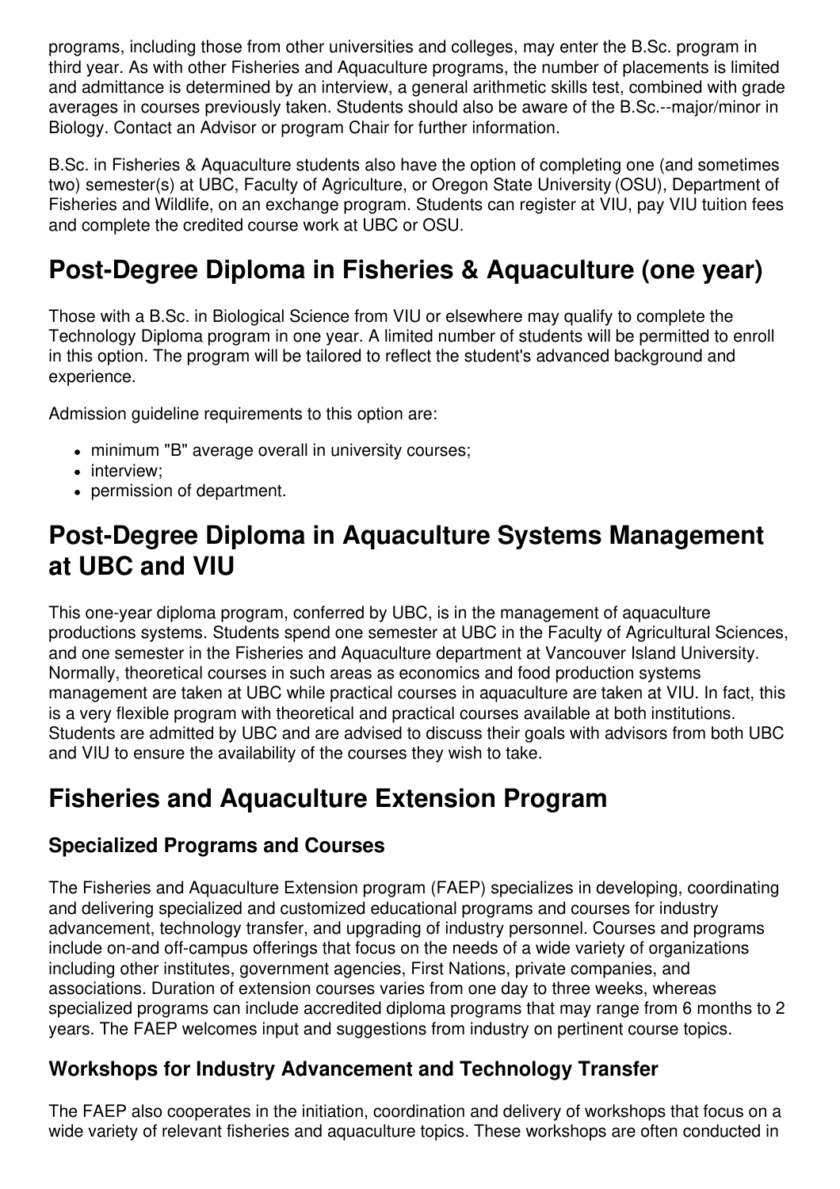programs, including those from other universities and colleges, may enter the B.Sc. program in third year. As with other Fisheries and Aquaculture programs, the number of placements is limited and admittance is determined by an interview, a general arithmetic skills test, combined with grade averages in courses previously taken. Students should also be aware of the B.Sc.--major/minor in Biology. Contact an Advisor or program Chair for further information.

B.Sc. in Fisheries & Aquaculture students also have the option of completing one (and sometimes two) semester(s) at UBC, Faculty of Agriculture, or Oregon State University (OSU), Department of Fisheries and Wildlife, on an exchange program. Students can register at VIU, pay VIU tuition fees and complete the credited course work at UBC or OSU.

# Post-Degree Diploma in Fisheries & Aquaculture (one year)

Those with a B.Sc. in Biological Science from VIU or elsewhere may qualify to complete the Technology Diploma program in one year. A limited number of students will be permitted to enroll in this option. The program will be tailored to reflect the student's advanced background and experience.

Admission guideline requirements to this option are:

- minimum "B" average overall in university courses;
- interview;
- permission of department.

# Post-Degree Diploma in Aquaculture Systems Management at UBC and VIU

This one-year diploma program, conferred by UBC, is in the management of aquaculture productions systems. Students spend one semester at UBC in the Faculty of Agricultural Sciences, and one semester in the Fisheries and Aquaculture department at Vancouver Island University. Normally, theoretical courses in such areas as economics and food production systems management are taken at UBC while practical courses in aquaculture are taken at VIU. In fact, this is a very flexible program with theoretical and practical courses available at both institutions. Students are admitted by UBC and are advised to discuss their goals with advisors from both UBC and VIU to ensure the availability of the courses they wish to take.

# Fisheries and Aquaculture Extension Program

## Specialized Programs and Courses

The Fisheries and Aquaculture Extension program (FAEP) specializes in developing, coordinating and delivering specialized and customized educational programs and courses for industry advancement, technology transfer, and upgrading of industry personnel. Courses and programs include on-and off-campus offerings that focus on the needs of a wide variety of organizations including other institutes, government agencies, First Nations, private companies, and associations. Duration of extension courses varies from one day to three weeks, whereas specialized programs can include accredited diploma programs that may range from 6 months to 2 years. The FAEP welcomes input and suggestions from industry on pertinent course topics.

## Workshops for Industry Advancement and Technology Transfer

The FAEP also cooperates in the initiation, coordination and delivery of workshops that focus on a wide variety of relevant fisheries and aquaculture topics. These workshops are often conducted in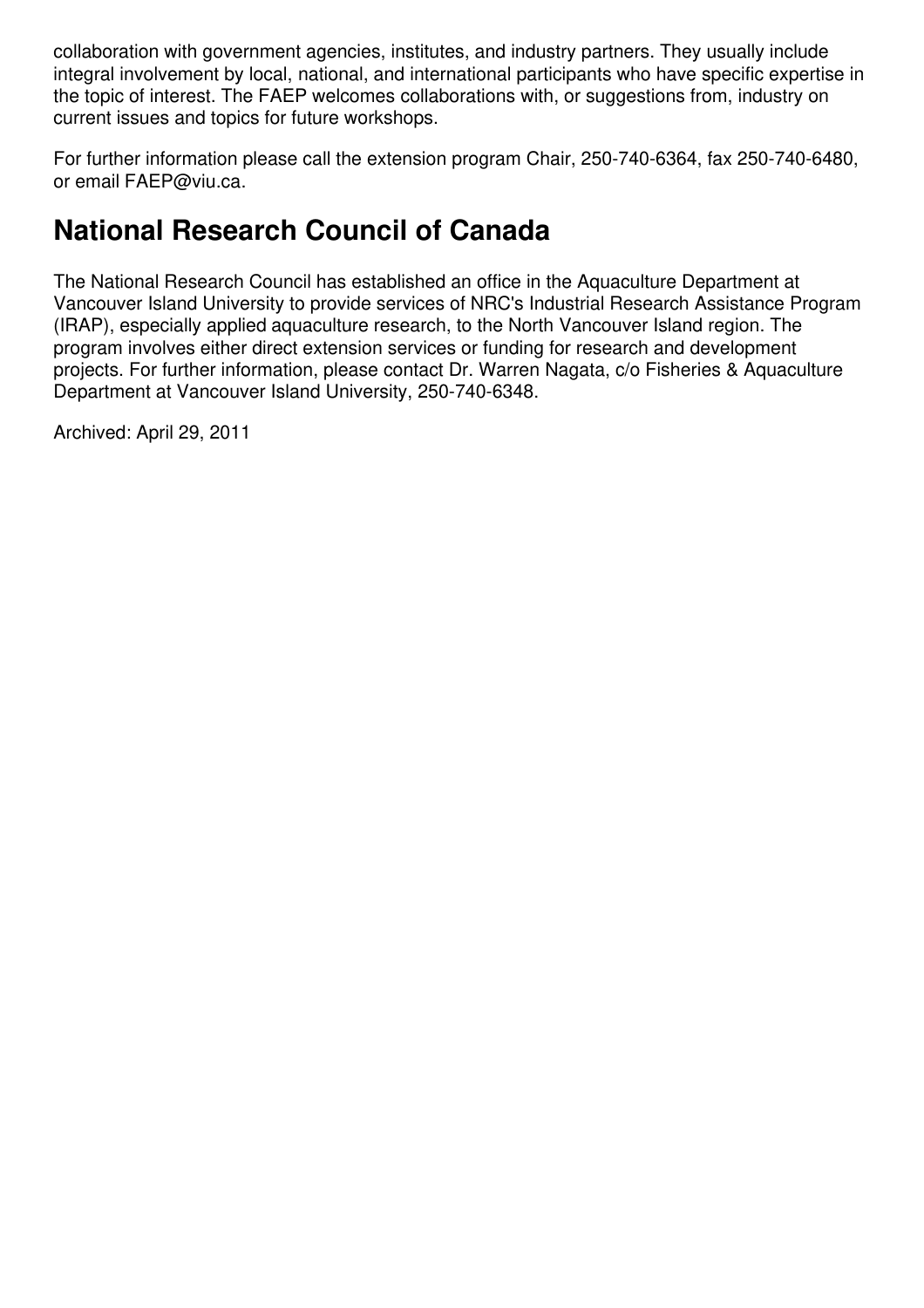collaboration with government agencies, institutes, and industry partners. They usually include integral involvement by local, national, and international participants who have specific expertise in the topic of interest. The FAEP welcomes collaborations with, or suggestions from, industry on current issues and topics for future workshops.

For further information please call the extension program Chair, 250-740-6364, fax 250-740-6480, or email FAEP@viu.ca.

## National Research Council of Canada

The National Research Council has established an office in the Aquaculture Department at Vancouver Island University to provide services of NRC's Industrial Research Assistance Program (IRAP), especially applied aquaculture research, to the North Vancouver Island region. The program involves either direct extension services or funding for research and development projects. For further information, please contact Dr. Warren Nagata, c/o Fisheries & Aquaculture Department at Vancouver Island University, 250-740-6348.

Archived: April 29, 2011